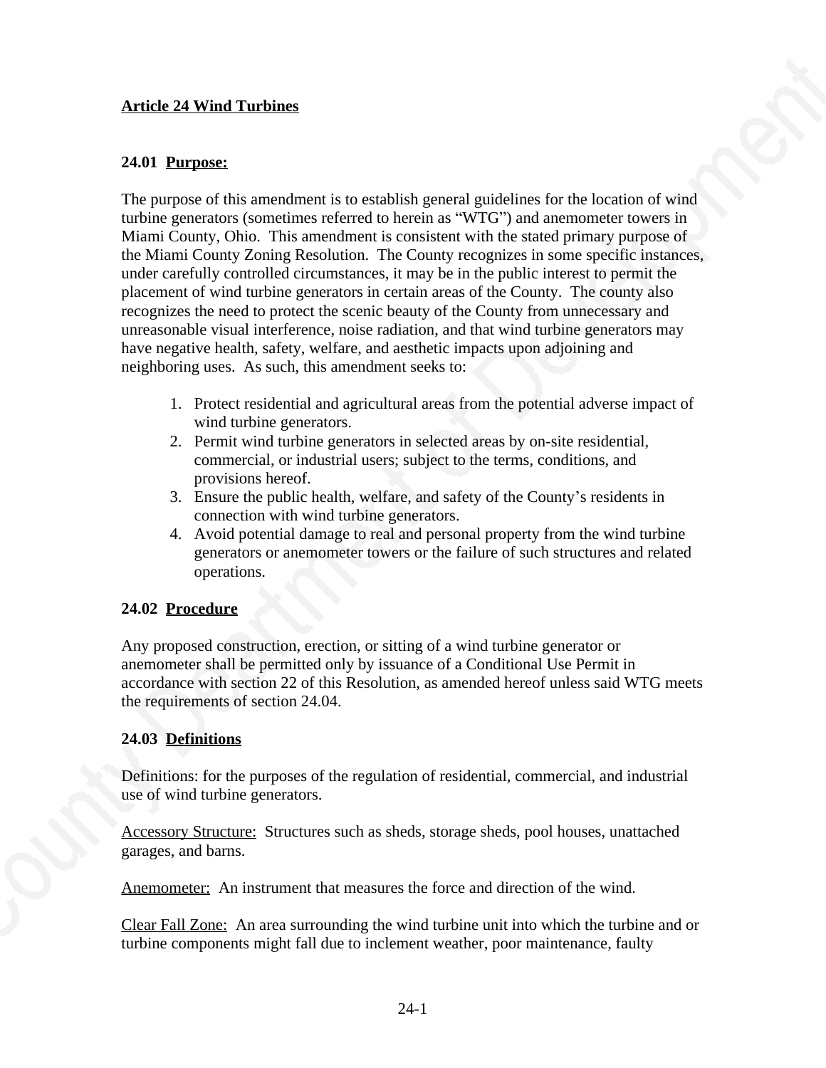# Article 24 Wind Turbines

## 24.01 Purpose:

The purpose of this amendment is to establish general guidelines for the location of wind turbine generators (sometimes referred to herein as "WTG") and anemometer towers in Miami County, Ohio. This amendment is consistent with the stated primary purpose of the Miami County Zoning Resolution. The County recognizes in some specific instances, under carefully controlled circumstances, it may be in the public interest to permit the placement of wind turbine generators in certain areas of the County. The county also recognizes the need to protect the scenic beauty of the County from unnecessary and unreasonable visual interference, noise radiation, and that wind turbine generators may have negative health, safety, welfare, and aesthetic impacts upon adjoining and neighboring uses. As such, this amendment seeks to:

1. Protect residential and agricultural areas from the potential adverse impact of wind turbine generators.
2. Permit wind turbine generators in selected areas by on-site residential, commercial, or industrial users; subject to the terms, conditions, and provisions hereof.
3. Ensure the public health, welfare, and safety of the County's residents in connection with wind turbine generators.
4. Avoid potential damage to real and personal property from the wind turbine generators or anemometer towers or the failure of such structures and related operations.

## 24.02 Procedure

Any proposed construction, erection, or sitting of a wind turbine generator or anemometer shall be permitted only by issuance of a Conditional Use Permit in accordance with section 22 of this Resolution, as amended hereof unless said WTG meets the requirements of section 24.04.

## 24.03 Definitions

Definitions: for the purposes of the regulation of residential, commercial, and industrial use of wind turbine generators.

Accessory Structure: Structures such as sheds, storage sheds, pool houses, unattached garages, and barns.

Anemometer: An instrument that measures the force and direction of the wind.

Clear Fall Zone: An area surrounding the wind turbine unit into which the turbine and or turbine components might fall due to inclement weather, poor maintenance, faulty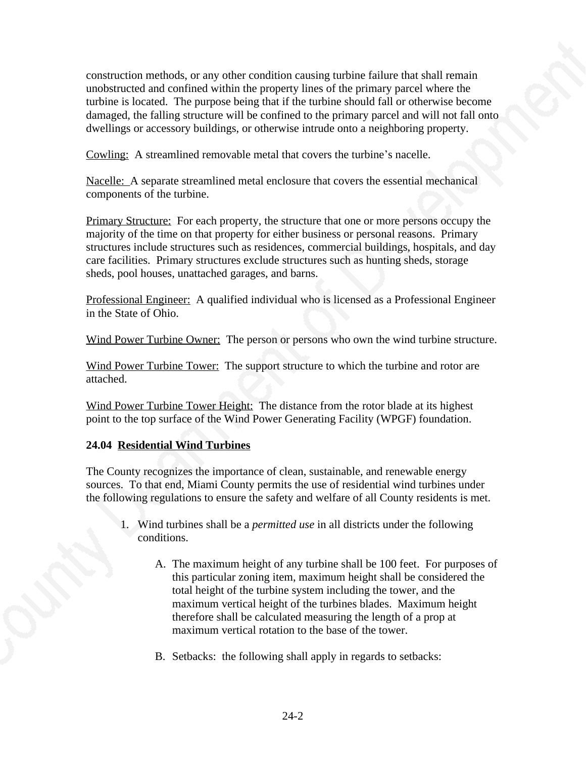construction methods, or any other condition causing turbine failure that shall remain unobstructed and confined within the property lines of the primary parcel where the turbine is located. The purpose being that if the turbine should fall or otherwise become damaged, the falling structure will be confined to the primary parcel and will not fall onto dwellings or accessory buildings, or otherwise intrude onto a neighboring property.

Cowling: A streamlined removable metal that covers the turbine's nacelle.

Nacelle: A separate streamlined metal enclosure that covers the essential mechanical components of the turbine.

Primary Structure: For each property, the structure that one or more persons occupy the majority of the time on that property for either business or personal reasons. Primary structures include structures such as residences, commercial buildings, hospitals, and day care facilities. Primary structures exclude structures such as hunting sheds, storage sheds, pool houses, unattached garages, and barns.

Professional Engineer: A qualified individual who is licensed as a Professional Engineer in the State of Ohio.

Wind Power Turbine Owner: The person or persons who own the wind turbine structure.

Wind Power Turbine Tower: The support structure to which the turbine and rotor are attached.

Wind Power Turbine Tower Height: The distance from the rotor blade at its highest point to the top surface of the Wind Power Generating Facility (WPGF) foundation.

### 24.04 Residential Wind Turbines

The County recognizes the importance of clean, sustainable, and renewable energy sources. To that end, Miami County permits the use of residential wind turbines under the following regulations to ensure the safety and welfare of all County residents is met.

1. Wind turbines shall be a *permitted use* in all districts under the following conditions.

    A. The maximum height of any turbine shall be 100 feet. For purposes of this particular zoning item, maximum height shall be considered the total height of the turbine system including the tower, and the maximum vertical height of the turbines blades. Maximum height therefore shall be calculated measuring the length of a prop at maximum vertical rotation to the base of the tower.

    B. Setbacks: the following shall apply in regards to setbacks: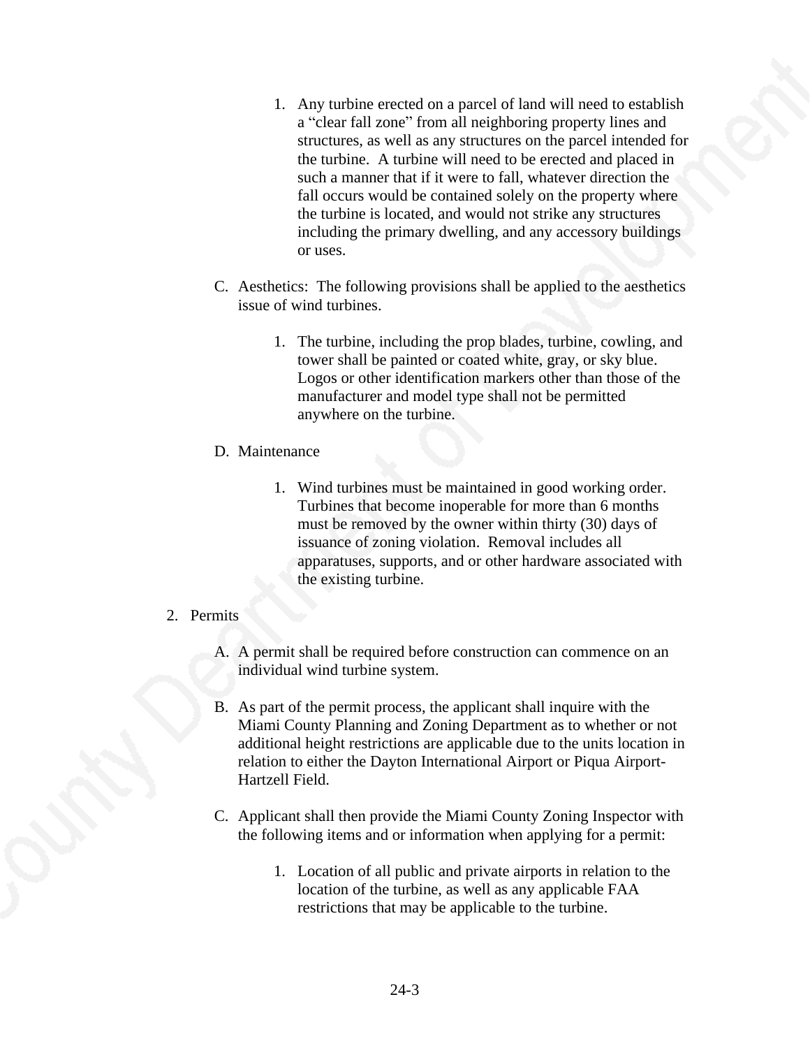1. Any turbine erected on a parcel of land will need to establish a "clear fall zone" from all neighboring property lines and structures, as well as any structures on the parcel intended for the turbine. A turbine will need to be erected and placed in such a manner that if it were to fall, whatever direction the fall occurs would be contained solely on the property where the turbine is located, and would not strike any structures including the primary dwelling, and any accessory buildings or uses.

C. Aesthetics: The following provisions shall be applied to the aesthetics issue of wind turbines.

1. The turbine, including the prop blades, turbine, cowling, and tower shall be painted or coated white, gray, or sky blue. Logos or other identification markers other than those of the manufacturer and model type shall not be permitted anywhere on the turbine.

D. Maintenance

1. Wind turbines must be maintained in good working order. Turbines that become inoperable for more than 6 months must be removed by the owner within thirty (30) days of issuance of zoning violation. Removal includes all apparatuses, supports, and or other hardware associated with the existing turbine.

2. Permits

A. A permit shall be required before construction can commence on an individual wind turbine system.

B. As part of the permit process, the applicant shall inquire with the Miami County Planning and Zoning Department as to whether or not additional height restrictions are applicable due to the units location in relation to either the Dayton International Airport or Piqua Airport-Hartzell Field.

C. Applicant shall then provide the Miami County Zoning Inspector with the following items and or information when applying for a permit:

1. Location of all public and private airports in relation to the location of the turbine, as well as any applicable FAA restrictions that may be applicable to the turbine.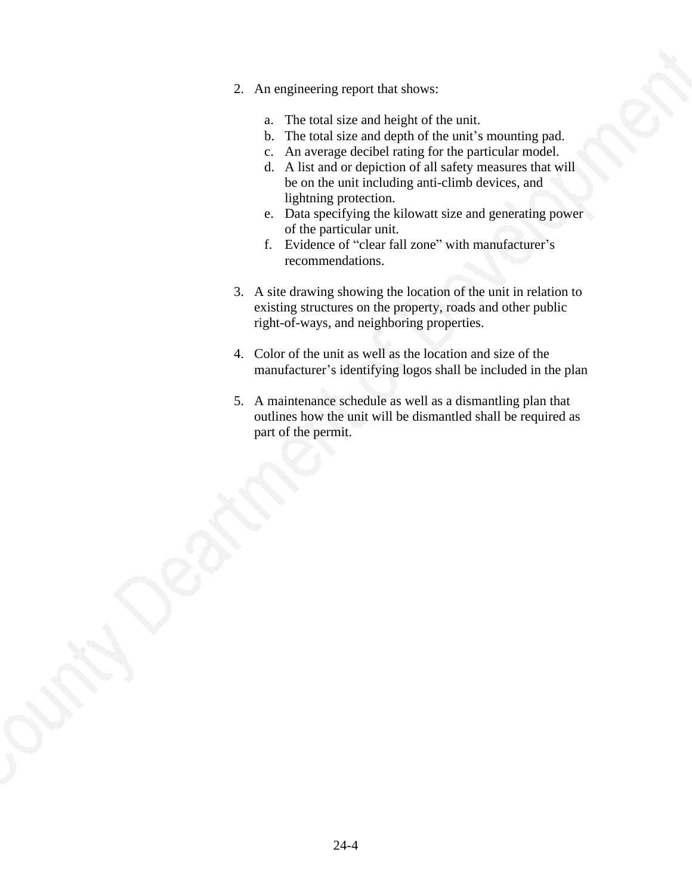2. An engineering report that shows:

    a. The total size and height of the unit.
    b. The total size and depth of the unit's mounting pad.
    c. An average decibel rating for the particular model.
    d. A list and or depiction of all safety measures that will be on the unit including anti-climb devices, and lightning protection.
    e. Data specifying the kilowatt size and generating power of the particular unit.
    f. Evidence of "clear fall zone" with manufacturer's recommendations.

3. A site drawing showing the location of the unit in relation to existing structures on the property, roads and other public right-of-ways, and neighboring properties.

4. Color of the unit as well as the location and size of the manufacturer's identifying logos shall be included in the plan

5. A maintenance schedule as well as a dismantling plan that outlines how the unit will be dismantled shall be required as part of the permit.